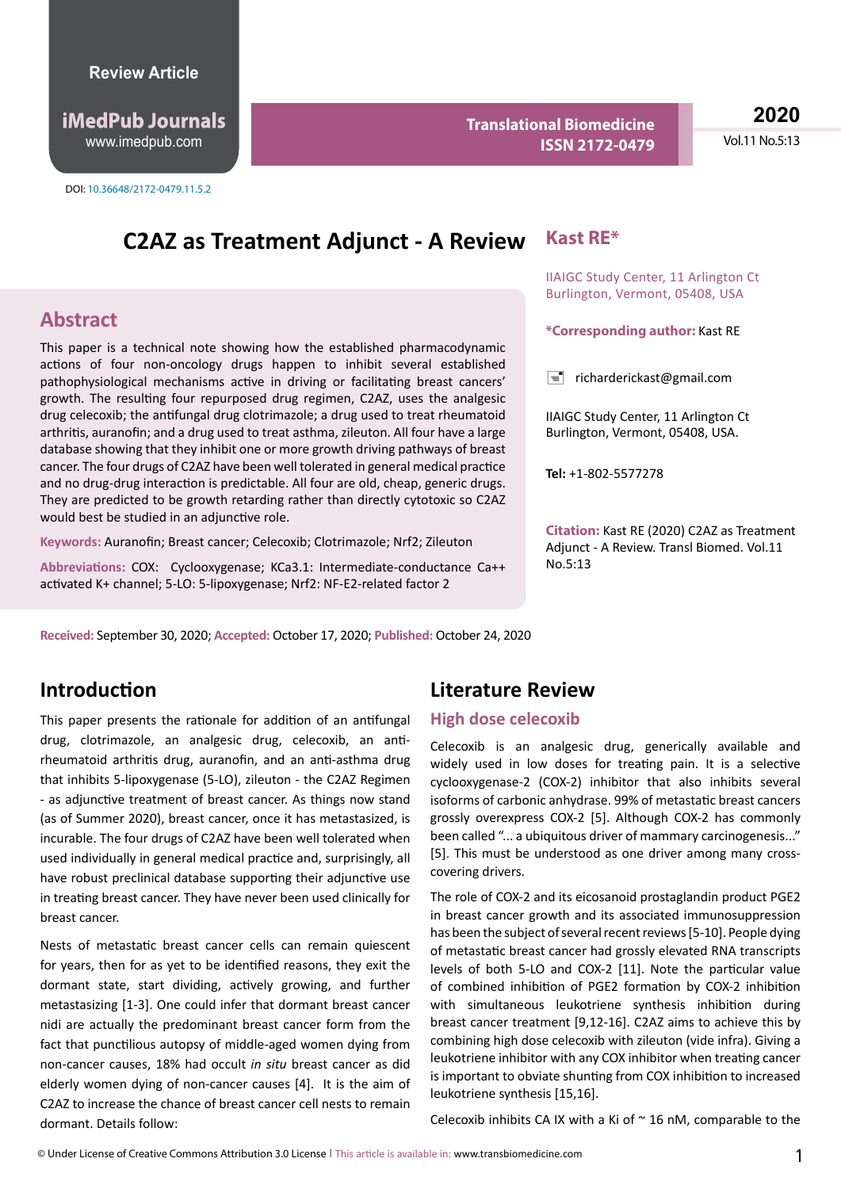Review Article

DOI: 10.36648/2172-0479.11.5.2

# C2AZ as Treatment Adjunct - A Review

**Kast RE***

IIAIGC Study Center, 11 Arlington Ct Burlington, Vermont, 05408, USA

***Corresponding author:** Kast RE

richarderickast@gmail.com

IIAIGC Study Center, 11 Arlington Ct Burlington, Vermont, 05408, USA.

**Tel:** +1-802-5577278

**Citation:** Kast RE (2020) C2AZ as Treatment Adjunct - A Review. Transl Biomed. Vol.11 No.5:13

## Abstract

This paper is a technical note showing how the established pharmacodynamic actions of four non-oncology drugs happen to inhibit several established pathophysiological mechanisms active in driving or facilitating breast cancers' growth. The resulting four repurposed drug regimen, C2AZ, uses the analgesic drug celecoxib; the antifungal drug clotrimazole; a drug used to treat rheumatoid arthritis, auranofin; and a drug used to treat asthma, zileuton. All four have a large database showing that they inhibit one or more growth driving pathways of breast cancer. The four drugs of C2AZ have been well tolerated in general medical practice and no drug-drug interaction is predictable. All four are old, cheap, generic drugs. They are predicted to be growth retarding rather than directly cytotoxic so C2AZ would best be studied in an adjunctive role.

**Keywords:** Auranofin; Breast cancer; Celecoxib; Clotrimazole; Nrf2; Zileuton

**Abbreviations:** COX: Cyclooxygenase; KCa3.1: Intermediate-conductance Ca++ activated K+ channel; 5-LO: 5-lipoxygenase; Nrf2: NF-E2-related factor 2

**Received:** September 30, 2020; **Accepted:** October 17, 2020; **Published:** October 24, 2020

## Introduction

This paper presents the rationale for addition of an antifungal drug, clotrimazole, an analgesic drug, celecoxib, an anti-rheumatoid arthritis drug, auranofin, and an anti-asthma drug that inhibits 5-lipoxygenase (5-LO), zileuton - the C2AZ Regimen - as adjunctive treatment of breast cancer. As things now stand (as of Summer 2020), breast cancer, once it has metastasized, is incurable. The four drugs of C2AZ have been well tolerated when used individually in general medical practice and, surprisingly, all have robust preclinical database supporting their adjunctive use in treating breast cancer. They have never been used clinically for breast cancer.

Nests of metastatic breast cancer cells can remain quiescent for years, then for as yet to be identified reasons, they exit the dormant state, start dividing, actively growing, and further metastasizing [1-3]. One could infer that dormant breast cancer nidi are actually the predominant breast cancer form from the fact that punctilious autopsy of middle-aged women dying from non-cancer causes, 18% had occult *in situ* breast cancer as did elderly women dying of non-cancer causes [4]. It is the aim of C2AZ to increase the chance of breast cancer cell nests to remain dormant. Details follow:

## Literature Review

### High dose celecoxib

Celecoxib is an analgesic drug, generically available and widely used in low doses for treating pain. It is a selective cyclooxygenase-2 (COX-2) inhibitor that also inhibits several isoforms of carbonic anhydrase. 99% of metastatic breast cancers grossly overexpress COX-2 [5]. Although COX-2 has commonly been called "... a ubiquitous driver of mammary carcinogenesis..." [5]. This must be understood as one driver among many cross-covering drivers.

The role of COX-2 and its eicosanoid prostaglandin product PGE2 in breast cancer growth and its associated immunosuppression has been the subject of several recent reviews [5-10]. People dying of metastatic breast cancer had grossly elevated RNA transcripts levels of both 5-LO and COX-2 [11]. Note the particular value of combined inhibition of PGE2 formation by COX-2 inhibition with simultaneous leukotriene synthesis inhibition during breast cancer treatment [9,12-16]. C2AZ aims to achieve this by combining high dose celecoxib with zileuton (vide infra). Giving a leukotriene inhibitor with any COX inhibitor when treating cancer is important to obviate shunting from COX inhibition to increased leukotriene synthesis [15,16].

Celecoxib inhibits CA IX with a Ki of ~ 16 nM, comparable to the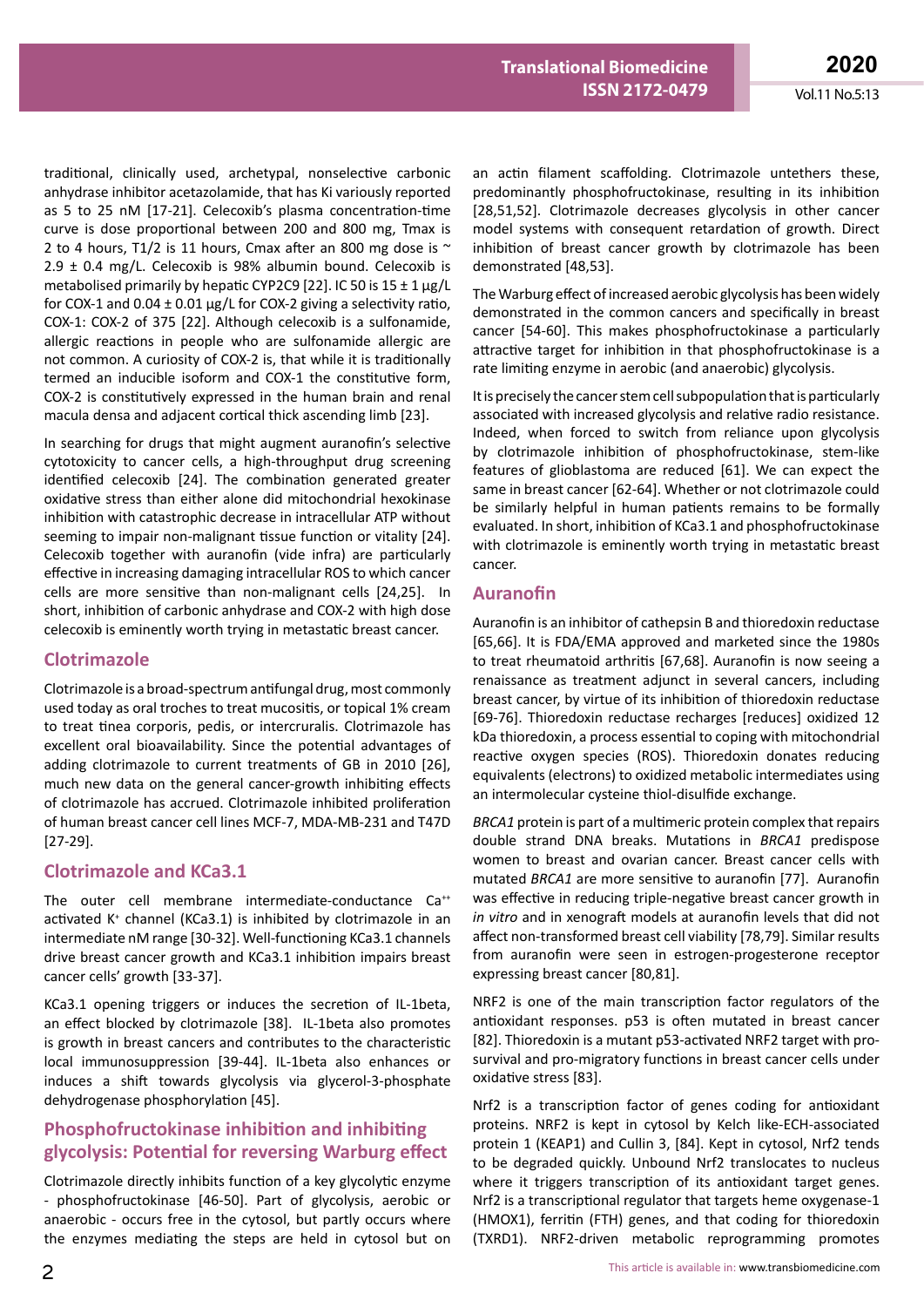traditional, clinically used, archetypal, nonselective carbonic anhydrase inhibitor acetazolamide, that has Ki variously reported as 5 to 25 nM [17-21]. Celecoxib's plasma concentration-time curve is dose proportional between 200 and 800 mg, Tmax is 2 to 4 hours, T1/2 is 11 hours, Cmax after an 800 mg dose is ~ 2.9 ± 0.4 mg/L. Celecoxib is 98% albumin bound. Celecoxib is metabolised primarily by hepatic CYP2C9 [22]. IC 50 is 15 ± 1 µg/L for COX-1 and 0.04 ± 0.01 µg/L for COX-2 giving a selectivity ratio, COX-1: COX-2 of 375 [22]. Although celecoxib is a sulfonamide, allergic reactions in people who are sulfonamide allergic are not common. A curiosity of COX-2 is, that while it is traditionally termed an inducible isoform and COX-1 the constitutive form, COX-2 is constitutively expressed in the human brain and renal macula densa and adjacent cortical thick ascending limb [23].

In searching for drugs that might augment auranofin's selective cytotoxicity to cancer cells, a high-throughput drug screening identified celecoxib [24]. The combination generated greater oxidative stress than either alone did mitochondrial hexokinase inhibition with catastrophic decrease in intracellular ATP without seeming to impair non-malignant tissue function or vitality [24]. Celecoxib together with auranofin (vide infra) are particularly effective in increasing damaging intracellular ROS to which cancer cells are more sensitive than non-malignant cells [24,25]. In short, inhibition of carbonic anhydrase and COX-2 with high dose celecoxib is eminently worth trying in metastatic breast cancer.

## Clotrimazole

Clotrimazole is a broad-spectrum antifungal drug, most commonly used today as oral troches to treat mucositis, or topical 1% cream to treat tinea corporis, pedis, or intercruralis. Clotrimazole has excellent oral bioavailability. Since the potential advantages of adding clotrimazole to current treatments of GB in 2010 [26], much new data on the general cancer-growth inhibiting effects of clotrimazole has accrued. Clotrimazole inhibited proliferation of human breast cancer cell lines MCF-7, MDA-MB-231 and T47D [27-29].

## Clotrimazole and KCa3.1

The outer cell membrane intermediate-conductance $Ca^{++}$ activated $K^{+}$ channel (KCa3.1) is inhibited by clotrimazole in an intermediate nM range [30-32]. Well-functioning KCa3.1 channels drive breast cancer growth and KCa3.1 inhibition impairs breast cancer cells' growth [33-37].

KCa3.1 opening triggers or induces the secretion of IL-1beta, an effect blocked by clotrimazole [38]. IL-1beta also promotes is growth in breast cancers and contributes to the characteristic local immunosuppression [39-44]. IL-1beta also enhances or induces a shift towards glycolysis via glycerol-3-phosphate dehydrogenase phosphorylation [45].

## Phosphofructokinase inhibition and inhibiting glycolysis: Potential for reversing Warburg effect

Clotrimazole directly inhibits function of a key glycolytic enzyme - phosphofructokinase [46-50]. Part of glycolysis, aerobic or anaerobic - occurs free in the cytosol, but partly occurs where the enzymes mediating the steps are held in cytosol but on an actin filament scaffolding. Clotrimazole untethers these, predominantly phosphofructokinase, resulting in its inhibition [28,51,52]. Clotrimazole decreases glycolysis in other cancer model systems with consequent retardation of growth. Direct inhibition of breast cancer growth by clotrimazole has been demonstrated [48,53].

The Warburg effect of increased aerobic glycolysis has been widely demonstrated in the common cancers and specifically in breast cancer [54-60]. This makes phosphofructokinase a particularly attractive target for inhibition in that phosphofructokinase is a rate limiting enzyme in aerobic (and anaerobic) glycolysis.

It is precisely the cancer stem cell subpopulation that is particularly associated with increased glycolysis and relative radio resistance. Indeed, when forced to switch from reliance upon glycolysis by clotrimazole inhibition of phosphofructokinase, stem-like features of glioblastoma are reduced [61]. We can expect the same in breast cancer [62-64]. Whether or not clotrimazole could be similarly helpful in human patients remains to be formally evaluated. In short, inhibition of KCa3.1 and phosphofructokinase with clotrimazole is eminently worth trying in metastatic breast cancer.

## Auranofin

Auranofin is an inhibitor of cathepsin B and thioredoxin reductase [65,66]. It is FDA/EMA approved and marketed since the 1980s to treat rheumatoid arthritis [67,68]. Auranofin is now seeing a renaissance as treatment adjunct in several cancers, including breast cancer, by virtue of its inhibition of thioredoxin reductase [69-76]. Thioredoxin reductase recharges [reduces] oxidized 12 kDa thioredoxin, a process essential to coping with mitochondrial reactive oxygen species (ROS). Thioredoxin donates reducing equivalents (electrons) to oxidized metabolic intermediates using an intermolecular cysteine thiol-disulfide exchange.

*BRCA1* protein is part of a multimeric protein complex that repairs double strand DNA breaks. Mutations in *BRCA1* predispose women to breast and ovarian cancer. Breast cancer cells with mutated *BRCA1* are more sensitive to auranofin [77]. Auranofin was effective in reducing triple-negative breast cancer growth in *in vitro* and in xenograft models at auranofin levels that did not affect non-transformed breast cell viability [78,79]. Similar results from auranofin were seen in estrogen-progesterone receptor expressing breast cancer [80,81].

NRF2 is one of the main transcription factor regulators of the antioxidant responses. p53 is often mutated in breast cancer [82]. Thioredoxin is a mutant p53-activated NRF2 target with pro-survival and pro-migratory functions in breast cancer cells under oxidative stress [83].

Nrf2 is a transcription factor of genes coding for antioxidant proteins. NRF2 is kept in cytosol by Kelch like-ECH-associated protein 1 (KEAP1) and Cullin 3, [84]. Kept in cytosol, Nrf2 tends to be degraded quickly. Unbound Nrf2 translocates to nucleus where it triggers transcription of its antioxidant target genes. Nrf2 is a transcriptional regulator that targets heme oxygenase-1 (HMOX1), ferritin (FTH) genes, and that coding for thioredoxin (TXRD1). NRF2-driven metabolic reprogramming promotes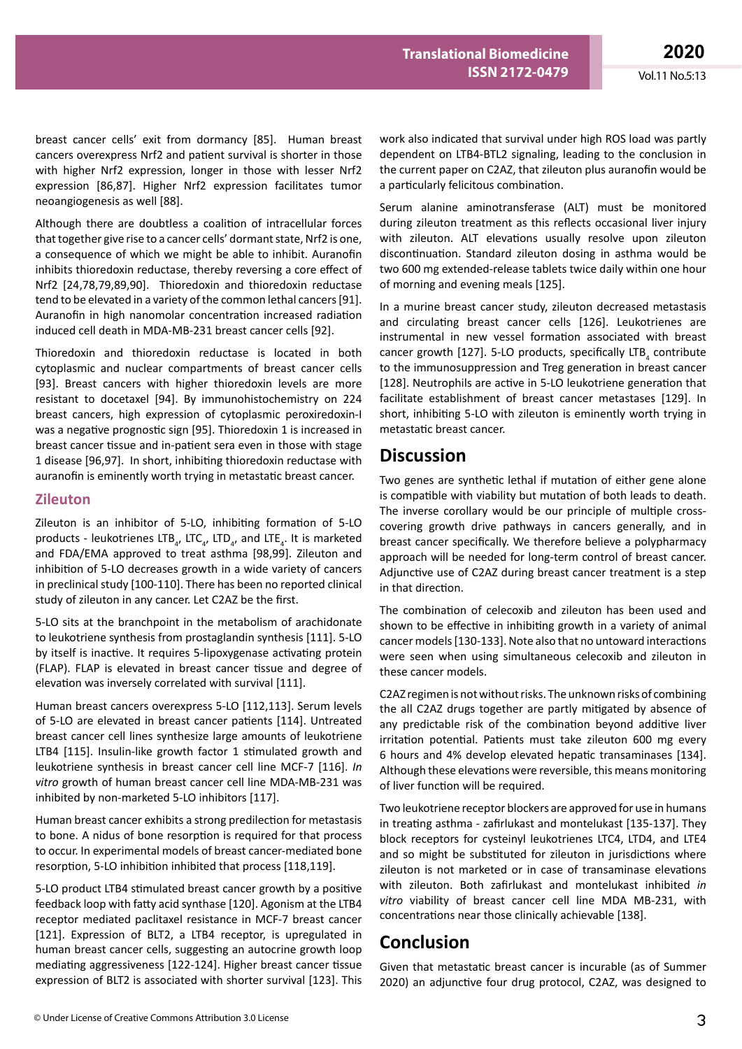breast cancer cells' exit from dormancy [85]. Human breast cancers overexpress Nrf2 and patient survival is shorter in those with higher Nrf2 expression, longer in those with lesser Nrf2 expression [86,87]. Higher Nrf2 expression facilitates tumor neoangiogenesis as well [88].

Although there are doubtless a coalition of intracellular forces that together give rise to a cancer cells' dormant state, Nrf2 is one, a consequence of which we might be able to inhibit. Auranofin inhibits thioredoxin reductase, thereby reversing a core effect of Nrf2 [24,78,79,89,90]. Thioredoxin and thioredoxin reductase tend to be elevated in a variety of the common lethal cancers [91]. Auranofin in high nanomolar concentration increased radiation induced cell death in MDA-MB-231 breast cancer cells [92].

Thioredoxin and thioredoxin reductase is located in both cytoplasmic and nuclear compartments of breast cancer cells [93]. Breast cancers with higher thioredoxin levels are more resistant to docetaxel [94]. By immunohistochemistry on 224 breast cancers, high expression of cytoplasmic peroxiredoxin-I was a negative prognostic sign [95]. Thioredoxin 1 is increased in breast cancer tissue and in-patient sera even in those with stage 1 disease [96,97]. In short, inhibiting thioredoxin reductase with auranofin is eminently worth trying in metastatic breast cancer.

### Zileuton

Zileuton is an inhibitor of 5-LO, inhibiting formation of 5-LO products - leukotrienes $LTB_4$, $LTC_4$, $LTD_4$, and $LTE_4$. It is marketed and FDA/EMA approved to treat asthma [98,99]. Zileuton and inhibition of 5-LO decreases growth in a wide variety of cancers in preclinical study [100-110]. There has been no reported clinical study of zileuton in any cancer. Let C2AZ be the first.

5-LO sits at the branchpoint in the metabolism of arachidonate to leukotriene synthesis from prostaglandin synthesis [111]. 5-LO by itself is inactive. It requires 5-lipoxygenase activating protein (FLAP). FLAP is elevated in breast cancer tissue and degree of elevation was inversely correlated with survival [111].

Human breast cancers overexpress 5-LO [112,113]. Serum levels of 5-LO are elevated in breast cancer patients [114]. Untreated breast cancer cell lines synthesize large amounts of leukotriene LTB4 [115]. Insulin-like growth factor 1 stimulated growth and leukotriene synthesis in breast cancer cell line MCF-7 [116]. *In vitro* growth of human breast cancer cell line MDA-MB-231 was inhibited by non-marketed 5-LO inhibitors [117].

Human breast cancer exhibits a strong predilection for metastasis to bone. A nidus of bone resorption is required for that process to occur. In experimental models of breast cancer-mediated bone resorption, 5-LO inhibition inhibited that process [118,119].

5-LO product LTB4 stimulated breast cancer growth by a positive feedback loop with fatty acid synthase [120]. Agonism at the LTB4 receptor mediated paclitaxel resistance in MCF-7 breast cancer [121]. Expression of BLT2, a LTB4 receptor, is upregulated in human breast cancer cells, suggesting an autocrine growth loop mediating aggressiveness [122-124]. Higher breast cancer tissue expression of BLT2 is associated with shorter survival [123]. This work also indicated that survival under high ROS load was partly dependent on LTB4-BTL2 signaling, leading to the conclusion in the current paper on C2AZ, that zileuton plus auranofin would be a particularly felicitous combination.

Serum alanine aminotransferase (ALT) must be monitored during zileuton treatment as this reflects occasional liver injury with zileuton. ALT elevations usually resolve upon zileuton discontinuation. Standard zileuton dosing in asthma would be two 600 mg extended-release tablets twice daily within one hour of morning and evening meals [125].

In a murine breast cancer study, zileuton decreased metastasis and circulating breast cancer cells [126]. Leukotrienes are instrumental in new vessel formation associated with breast cancer growth [127]. 5-LO products, specifically $LTB_4$ contribute to the immunosuppression and Treg generation in breast cancer [128]. Neutrophils are active in 5-LO leukotriene generation that facilitate establishment of breast cancer metastases [129]. In short, inhibiting 5-LO with zileuton is eminently worth trying in metastatic breast cancer.

## Discussion

Two genes are synthetic lethal if mutation of either gene alone is compatible with viability but mutation of both leads to death. The inverse corollary would be our principle of multiple cross-covering growth drive pathways in cancers generally, and in breast cancer specifically. We therefore believe a polypharmacy approach will be needed for long-term control of breast cancer. Adjunctive use of C2AZ during breast cancer treatment is a step in that direction.

The combination of celecoxib and zileuton has been used and shown to be effective in inhibiting growth in a variety of animal cancer models [130-133]. Note also that no untoward interactions were seen when using simultaneous celecoxib and zileuton in these cancer models.

C2AZ regimen is not without risks. The unknown risks of combining the all C2AZ drugs together are partly mitigated by absence of any predictable risk of the combination beyond additive liver irritation potential. Patients must take zileuton 600 mg every 6 hours and 4% develop elevated hepatic transaminases [134]. Although these elevations were reversible, this means monitoring of liver function will be required.

Two leukotriene receptor blockers are approved for use in humans in treating asthma - zafirlukast and montelukast [135-137]. They block receptors for cysteinyl leukotrienes LTC4, LTD4, and LTE4 and so might be substituted for zileuton in jurisdictions where zileuton is not marketed or in case of transaminase elevations with zileuton. Both zafirlukast and montelukast inhibited *in vitro* viability of breast cancer cell line MDA MB-231, with concentrations near those clinically achievable [138].

## Conclusion

Given that metastatic breast cancer is incurable (as of Summer 2020) an adjunctive four drug protocol, C2AZ, was designed to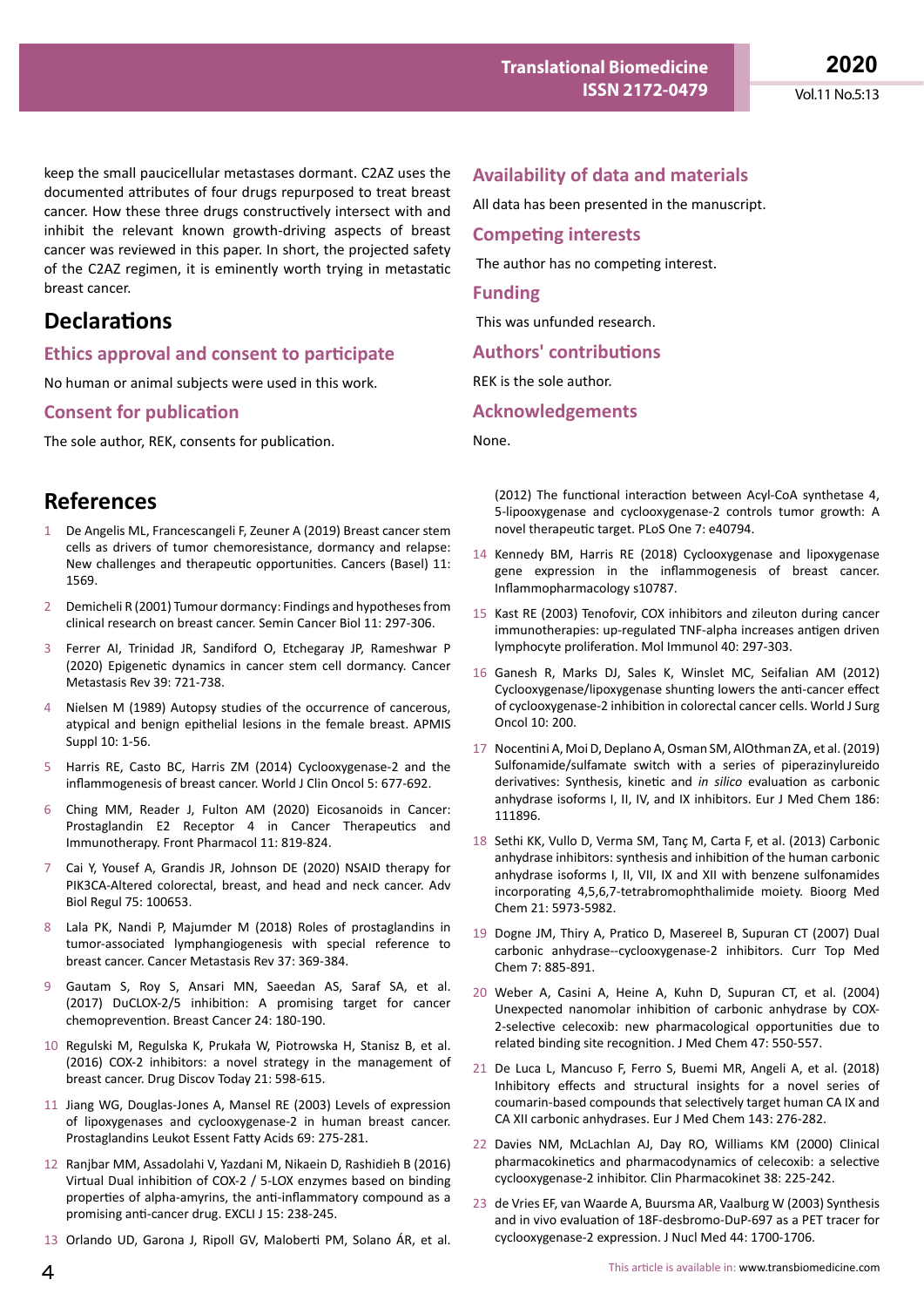keep the small paucicellular metastases dormant. C2AZ uses the documented attributes of four drugs repurposed to treat breast cancer. How these three drugs constructively intersect with and inhibit the relevant known growth-driving aspects of breast cancer was reviewed in this paper. In short, the projected safety of the C2AZ regimen, it is eminently worth trying in metastatic breast cancer.

# Declarations

## Ethics approval and consent to participate

No human or animal subjects were used in this work.

## Consent for publication

The sole author, REK, consents for publication.

## Availability of data and materials

All data has been presented in the manuscript.

## Competing interests

The author has no competing interest.

## Funding

This was unfunded research.

## Authors' contributions

REK is the sole author.

## Acknowledgements

None.

# References

1. De Angelis ML, Francescangeli F, Zeuner A (2019) Breast cancer stem cells as drivers of tumor chemoresistance, dormancy and relapse: New challenges and therapeutic opportunities. Cancers (Basel) 11: 1569.
2. Demicheli R (2001) Tumour dormancy: Findings and hypotheses from clinical research on breast cancer. Semin Cancer Biol 11: 297-306.
3. Ferrer AI, Trinidad JR, Sandiford O, Etchegaray JP, Rameshwar P (2020) Epigenetic dynamics in cancer stem cell dormancy. Cancer Metastasis Rev 39: 721-738.
4. Nielsen M (1989) Autopsy studies of the occurrence of cancerous, atypical and benign epithelial lesions in the female breast. APMIS Suppl 10: 1-56.
5. Harris RE, Casto BC, Harris ZM (2014) Cyclooxygenase-2 and the inflammogenesis of breast cancer. World J Clin Oncol 5: 677-692.
6. Ching MM, Reader J, Fulton AM (2020) Eicosanoids in Cancer: Prostaglandin E2 Receptor 4 in Cancer Therapeutics and Immunotherapy. Front Pharmacol 11: 819-824.
7. Cai Y, Yousef A, Grandis JR, Johnson DE (2020) NSAID therapy for PIK3CA-Altered colorectal, breast, and head and neck cancer. Adv Biol Regul 75: 100653.
8. Lala PK, Nandi P, Majumder M (2018) Roles of prostaglandins in tumor-associated lymphangiogenesis with special reference to breast cancer. Cancer Metastasis Rev 37: 369-384.
9. Gautam S, Roy S, Ansari MN, Saeedan AS, Saraf SA, et al. (2017) DuCLOX-2/5 inhibition: A promising target for cancer chemoprevention. Breast Cancer 24: 180-190.
10. Regulski M, Regulska K, Prukała W, Piotrowska H, Stanisz B, et al. (2016) COX-2 inhibitors: a novel strategy in the management of breast cancer. Drug Discov Today 21: 598-615.
11. Jiang WG, Douglas-Jones A, Mansel RE (2003) Levels of expression of lipoxygenases and cyclooxygenase-2 in human breast cancer. Prostaglandins Leukot Essent Fatty Acids 69: 275-281.
12. Ranjbar MM, Assadolahi V, Yazdani M, Nikaein D, Rashidieh B (2016) Virtual Dual inhibition of COX-2 / 5-LOX enzymes based on binding properties of alpha-amyrins, the anti-inflammatory compound as a promising anti-cancer drug. EXCLI J 15: 238-245.
13. Orlando UD, Garona J, Ripoll GV, Maloberti PM, Solano ÁR, et al. (2012) The functional interaction between Acyl-CoA synthetase 4, 5-lipooxygenase and cyclooxygenase-2 controls tumor growth: A novel therapeutic target. PLoS One 7: e40794.
14. Kennedy BM, Harris RE (2018) Cyclooxygenase and lipoxygenase gene expression in the inflammogenesis of breast cancer. Inflammopharmacology s10787.
15. Kast RE (2003) Tenofovir, COX inhibitors and zileuton during cancer immunotherapies: up-regulated TNF-alpha increases antigen driven lymphocyte proliferation. Mol Immunol 40: 297-303.
16. Ganesh R, Marks DJ, Sales K, Winslet MC, Seifalian AM (2012) Cyclooxygenase/lipoxygenase shunting lowers the anti-cancer effect of cyclooxygenase-2 inhibition in colorectal cancer cells. World J Surg Oncol 10: 200.
17. Nocentini A, Moi D, Deplano A, Osman SM, AlOthman ZA, et al. (2019) Sulfonamide/sulfamate switch with a series of piperazinylureido derivatives: Synthesis, kinetic and *in silico* evaluation as carbonic anhydrase isoforms I, II, IV, and IX inhibitors. Eur J Med Chem 186: 111896.
18. Sethi KK, Vullo D, Verma SM, Tanç M, Carta F, et al. (2013) Carbonic anhydrase inhibitors: synthesis and inhibition of the human carbonic anhydrase isoforms I, II, VII, IX and XII with benzene sulfonamides incorporating 4,5,6,7-tetrabromophthalimide moiety. Bioorg Med Chem 21: 5973-5982.
19. Dogne JM, Thiry A, Pratico D, Masereel B, Supuran CT (2007) Dual carbonic anhydrase--cyclooxygenase-2 inhibitors. Curr Top Med Chem 7: 885-891.
20. Weber A, Casini A, Heine A, Kuhn D, Supuran CT, et al. (2004) Unexpected nanomolar inhibition of carbonic anhydrase by COX-2-selective celecoxib: new pharmacological opportunities due to related binding site recognition. J Med Chem 47: 550-557.
21. De Luca L, Mancuso F, Ferro S, Buemi MR, Angeli A, et al. (2018) Inhibitory effects and structural insights for a novel series of coumarin-based compounds that selectively target human CA IX and CA XII carbonic anhydrases. Eur J Med Chem 143: 276-282.
22. Davies NM, McLachlan AJ, Day RO, Williams KM (2000) Clinical pharmacokinetics and pharmacodynamics of celecoxib: a selective cyclooxygenase-2 inhibitor. Clin Pharmacokinet 38: 225-242.
23. de Vries EF, van Waarde A, Buursma AR, Vaalburg W (2003) Synthesis and in vivo evaluation of 18F-desbromo-DuP-697 as a PET tracer for cyclooxygenase-2 expression. J Nucl Med 44: 1700-1706.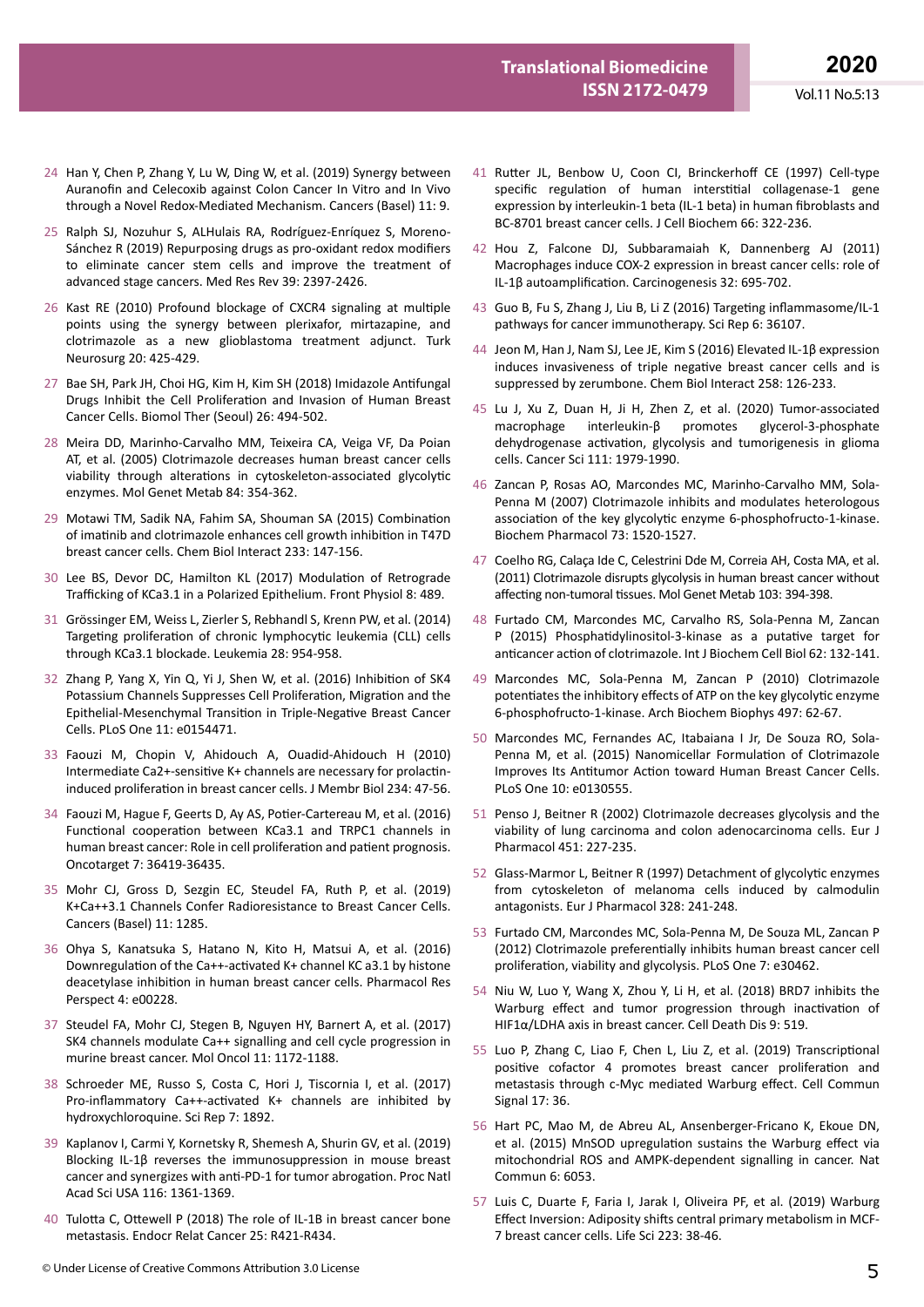24 Han Y, Chen P, Zhang Y, Lu W, Ding W, et al. (2019) Synergy between Auranofin and Celecoxib against Colon Cancer In Vitro and In Vivo through a Novel Redox-Mediated Mechanism. Cancers (Basel) 11: 9.

25 Ralph SJ, Nozuhur S, ALHulais RA, Rodríguez-Enríquez S, Moreno-Sánchez R (2019) Repurposing drugs as pro-oxidant redox modifiers to eliminate cancer stem cells and improve the treatment of advanced stage cancers. Med Res Rev 39: 2397-2426.

26 Kast RE (2010) Profound blockage of CXCR4 signaling at multiple points using the synergy between plerixafor, mirtazapine, and clotrimazole as a new glioblastoma treatment adjunct. Turk Neurosurg 20: 425-429.

27 Bae SH, Park JH, Choi HG, Kim H, Kim SH (2018) Imidazole Antifungal Drugs Inhibit the Cell Proliferation and Invasion of Human Breast Cancer Cells. Biomol Ther (Seoul) 26: 494-502.

28 Meira DD, Marinho-Carvalho MM, Teixeira CA, Veiga VF, Da Poian AT, et al. (2005) Clotrimazole decreases human breast cancer cells viability through alterations in cytoskeleton-associated glycolytic enzymes. Mol Genet Metab 84: 354-362.

29 Motawi TM, Sadik NA, Fahim SA, Shouman SA (2015) Combination of imatinib and clotrimazole enhances cell growth inhibition in T47D breast cancer cells. Chem Biol Interact 233: 147-156.

30 Lee BS, Devor DC, Hamilton KL (2017) Modulation of Retrograde Trafficking of KCa3.1 in a Polarized Epithelium. Front Physiol 8: 489.

31 Grössinger EM, Weiss L, Zierler S, Rebhandl S, Krenn PW, et al. (2014) Targeting proliferation of chronic lymphocytic leukemia (CLL) cells through KCa3.1 blockade. Leukemia 28: 954-958.

32 Zhang P, Yang X, Yin Q, Yi J, Shen W, et al. (2016) Inhibition of SK4 Potassium Channels Suppresses Cell Proliferation, Migration and the Epithelial-Mesenchymal Transition in Triple-Negative Breast Cancer Cells. PLoS One 11: e0154471.

33 Faouzi M, Chopin V, Ahidouch A, Ouadid-Ahidouch H (2010) Intermediate Ca2+-sensitive K+ channels are necessary for prolactin-induced proliferation in breast cancer cells. J Membr Biol 234: 47-56.

34 Faouzi M, Hague F, Geerts D, Ay AS, Potier-Cartereau M, et al. (2016) Functional cooperation between KCa3.1 and TRPC1 channels in human breast cancer: Role in cell proliferation and patient prognosis. Oncotarget 7: 36419-36435.

35 Mohr CJ, Gross D, Sezgin EC, Steudel FA, Ruth P, et al. (2019) K+Ca++3.1 Channels Confer Radioresistance to Breast Cancer Cells. Cancers (Basel) 11: 1285.

36 Ohya S, Kanatsuka S, Hatano N, Kito H, Matsui A, et al. (2016) Downregulation of the Ca++-activated K+ channel KC a3.1 by histone deacetylase inhibition in human breast cancer cells. Pharmacol Res Perspect 4: e00228.

37 Steudel FA, Mohr CJ, Stegen B, Nguyen HY, Barnert A, et al. (2017) SK4 channels modulate Ca++ signalling and cell cycle progression in murine breast cancer. Mol Oncol 11: 1172-1188.

38 Schroeder ME, Russo S, Costa C, Hori J, Tiscornia I, et al. (2017) Pro-inflammatory Ca++-activated K+ channels are inhibited by hydroxychloroquine. Sci Rep 7: 1892.

39 Kaplanov I, Carmi Y, Kornetsky R, Shemesh A, Shurin GV, et al. (2019) Blocking IL-1β reverses the immunosuppression in mouse breast cancer and synergizes with anti-PD-1 for tumor abrogation. Proc Natl Acad Sci USA 116: 1361-1369.

40 Tulotta C, Ottewell P (2018) The role of IL-1B in breast cancer bone metastasis. Endocr Relat Cancer 25: R421-R434.

41 Rutter JL, Benbow U, Coon CI, Brinckerhoff CE (1997) Cell-type specific regulation of human interstitial collagenase-1 gene expression by interleukin-1 beta (IL-1 beta) in human fibroblasts and BC-8701 breast cancer cells. J Cell Biochem 66: 322-236.

42 Hou Z, Falcone DJ, Subbaramaiah K, Dannenberg AJ (2011) Macrophages induce COX-2 expression in breast cancer cells: role of IL-1β autoamplification. Carcinogenesis 32: 695-702.

43 Guo B, Fu S, Zhang J, Liu B, Li Z (2016) Targeting inflammasome/IL-1 pathways for cancer immunotherapy. Sci Rep 6: 36107.

44 Jeon M, Han J, Nam SJ, Lee JE, Kim S (2016) Elevated IL-1β expression induces invasiveness of triple negative breast cancer cells and is suppressed by zerumbone. Chem Biol Interact 258: 126-233.

45 Lu J, Xu Z, Duan H, Ji H, Zhen Z, et al. (2020) Tumor-associated macrophage interleukin-β promotes glycerol-3-phosphate dehydrogenase activation, glycolysis and tumorigenesis in glioma cells. Cancer Sci 111: 1979-1990.

46 Zancan P, Rosas AO, Marcondes MC, Marinho-Carvalho MM, Sola-Penna M (2007) Clotrimazole inhibits and modulates heterologous association of the key glycolytic enzyme 6-phosphofructo-1-kinase. Biochem Pharmacol 73: 1520-1527.

47 Coelho RG, Calaça Ide C, Celestrini Dde M, Correia AH, Costa MA, et al. (2011) Clotrimazole disrupts glycolysis in human breast cancer without affecting non-tumoral tissues. Mol Genet Metab 103: 394-398.

48 Furtado CM, Marcondes MC, Carvalho RS, Sola-Penna M, Zancan P (2015) Phosphatidylinositol-3-kinase as a putative target for anticancer action of clotrimazole. Int J Biochem Cell Biol 62: 132-141.

49 Marcondes MC, Sola-Penna M, Zancan P (2010) Clotrimazole potentiates the inhibitory effects of ATP on the key glycolytic enzyme 6-phosphofructo-1-kinase. Arch Biochem Biophys 497: 62-67.

50 Marcondes MC, Fernandes AC, Itabaiana I Jr, De Souza RO, Sola-Penna M, et al. (2015) Nanomicellar Formulation of Clotrimazole Improves Its Antitumor Action toward Human Breast Cancer Cells. PLoS One 10: e0130555.

51 Penso J, Beitner R (2002) Clotrimazole decreases glycolysis and the viability of lung carcinoma and colon adenocarcinoma cells. Eur J Pharmacol 451: 227-235.

52 Glass-Marmor L, Beitner R (1997) Detachment of glycolytic enzymes from cytoskeleton of melanoma cells induced by calmodulin antagonists. Eur J Pharmacol 328: 241-248.

53 Furtado CM, Marcondes MC, Sola-Penna M, De Souza ML, Zancan P (2012) Clotrimazole preferentially inhibits human breast cancer cell proliferation, viability and glycolysis. PLoS One 7: e30462.

54 Niu W, Luo Y, Wang X, Zhou Y, Li H, et al. (2018) BRD7 inhibits the Warburg effect and tumor progression through inactivation of HIF1α/LDHA axis in breast cancer. Cell Death Dis 9: 519.

55 Luo P, Zhang C, Liao F, Chen L, Liu Z, et al. (2019) Transcriptional positive cofactor 4 promotes breast cancer proliferation and metastasis through c-Myc mediated Warburg effect. Cell Commun Signal 17: 36.

56 Hart PC, Mao M, de Abreu AL, Ansenberger-Fricano K, Ekoue DN, et al. (2015) MnSOD upregulation sustains the Warburg effect via mitochondrial ROS and AMPK-dependent signalling in cancer. Nat Commun 6: 6053.

57 Luis C, Duarte F, Faria I, Jarak I, Oliveira PF, et al. (2019) Warburg Effect Inversion: Adiposity shifts central primary metabolism in MCF-7 breast cancer cells. Life Sci 223: 38-46.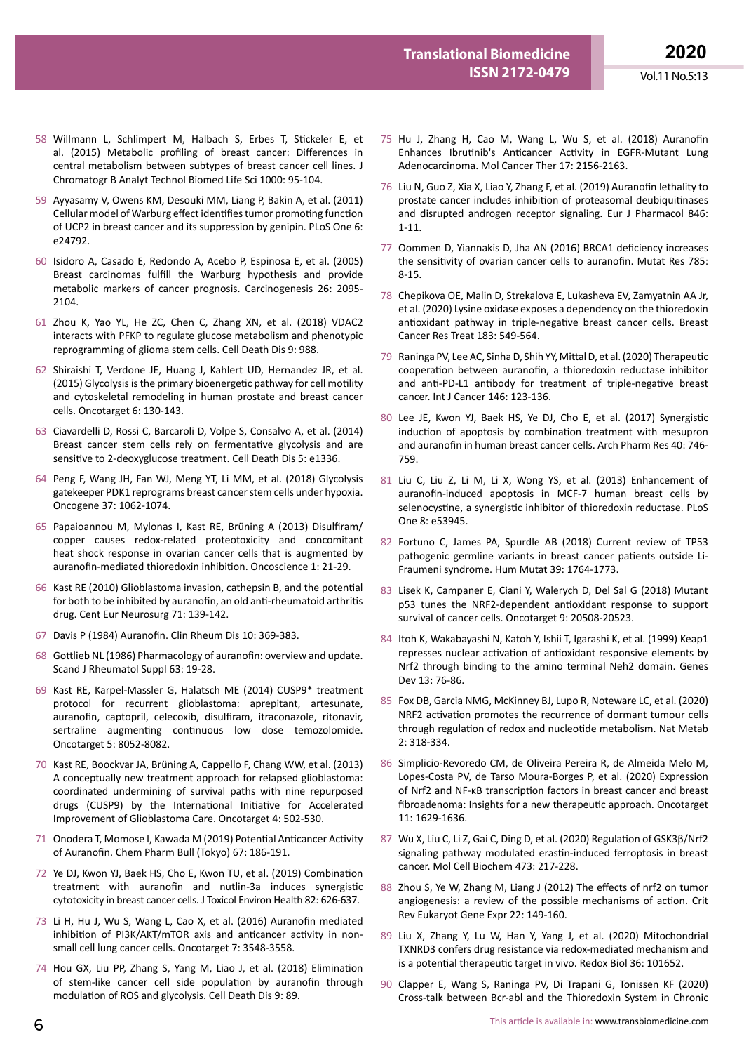58 Willmann L, Schlimpert M, Halbach S, Erbes T, Stickeler E, et al. (2015) Metabolic profiling of breast cancer: Differences in central metabolism between subtypes of breast cancer cell lines. J Chromatogr B Analyt Technol Biomed Life Sci 1000: 95-104.

59 Ayyasamy V, Owens KM, Desouki MM, Liang P, Bakin A, et al. (2011) Cellular model of Warburg effect identifies tumor promoting function of UCP2 in breast cancer and its suppression by genipin. PLoS One 6: e24792.

60 Isidoro A, Casado E, Redondo A, Acebo P, Espinosa E, et al. (2005) Breast carcinomas fulfill the Warburg hypothesis and provide metabolic markers of cancer prognosis. Carcinogenesis 26: 2095-2104.

61 Zhou K, Yao YL, He ZC, Chen C, Zhang XN, et al. (2018) VDAC2 interacts with PFKP to regulate glucose metabolism and phenotypic reprogramming of glioma stem cells. Cell Death Dis 9: 988.

62 Shiraishi T, Verdone JE, Huang J, Kahlert UD, Hernandez JR, et al. (2015) Glycolysis is the primary bioenergetic pathway for cell motility and cytoskeletal remodeling in human prostate and breast cancer cells. Oncotarget 6: 130-143.

63 Ciavardelli D, Rossi C, Barcaroli D, Volpe S, Consalvo A, et al. (2014) Breast cancer stem cells rely on fermentative glycolysis and are sensitive to 2-deoxyglucose treatment. Cell Death Dis 5: e1336.

64 Peng F, Wang JH, Fan WJ, Meng YT, Li MM, et al. (2018) Glycolysis gatekeeper PDK1 reprograms breast cancer stem cells under hypoxia. Oncogene 37: 1062-1074.

65 Papaioannou M, Mylonas I, Kast RE, Brüning A (2013) Disulfiram/copper causes redox-related proteotoxicity and concomitant heat shock response in ovarian cancer cells that is augmented by auranofin-mediated thioredoxin inhibition. Oncoscience 1: 21-29.

66 Kast RE (2010) Glioblastoma invasion, cathepsin B, and the potential for both to be inhibited by auranofin, an old anti-rheumatoid arthritis drug. Cent Eur Neurosurg 71: 139-142.

67 Davis P (1984) Auranofin. Clin Rheum Dis 10: 369-383.

68 Gottlieb NL (1986) Pharmacology of auranofin: overview and update. Scand J Rheumatol Suppl 63: 19-28.

69 Kast RE, Karpel-Massler G, Halatsch ME (2014) CUSP9* treatment protocol for recurrent glioblastoma: aprepitant, artesunate, auranofin, captopril, celecoxib, disulfiram, itraconazole, ritonavir, sertraline augmenting continuous low dose temozolomide. Oncotarget 5: 8052-8082.

70 Kast RE, Boockvar JA, Brüning A, Cappello F, Chang WW, et al. (2013) A conceptually new treatment approach for relapsed glioblastoma: coordinated undermining of survival paths with nine repurposed drugs (CUSP9) by the International Initiative for Accelerated Improvement of Glioblastoma Care. Oncotarget 4: 502-530.

71 Onodera T, Momose I, Kawada M (2019) Potential Anticancer Activity of Auranofin. Chem Pharm Bull (Tokyo) 67: 186-191.

72 Ye DJ, Kwon YJ, Baek HS, Cho E, Kwon TU, et al. (2019) Combination treatment with auranofin and nutlin-3a induces synergistic cytotoxicity in breast cancer cells. J Toxicol Environ Health 82: 626-637.

73 Li H, Hu J, Wu S, Wang L, Cao X, et al. (2016) Auranofin mediated inhibition of PI3K/AKT/mTOR axis and anticancer activity in non-small cell lung cancer cells. Oncotarget 7: 3548-3558.

74 Hou GX, Liu PP, Zhang S, Yang M, Liao J, et al. (2018) Elimination of stem-like cancer cell side population by auranofin through modulation of ROS and glycolysis. Cell Death Dis 9: 89.

75 Hu J, Zhang H, Cao M, Wang L, Wu S, et al. (2018) Auranofin Enhances Ibrutinib's Anticancer Activity in EGFR-Mutant Lung Adenocarcinoma. Mol Cancer Ther 17: 2156-2163.

76 Liu N, Guo Z, Xia X, Liao Y, Zhang F, et al. (2019) Auranofin lethality to prostate cancer includes inhibition of proteasomal deubiquitinases and disrupted androgen receptor signaling. Eur J Pharmacol 846: 1-11.

77 Oommen D, Yiannakis D, Jha AN (2016) BRCA1 deficiency increases the sensitivity of ovarian cancer cells to auranofin. Mutat Res 785: 8-15.

78 Chepikova OE, Malin D, Strekalova E, Lukasheva EV, Zamyatnin AA Jr, et al. (2020) Lysine oxidase exposes a dependency on the thioredoxin antioxidant pathway in triple-negative breast cancer cells. Breast Cancer Res Treat 183: 549-564.

79 Raninga PV, Lee AC, Sinha D, Shih YY, Mittal D, et al. (2020) Therapeutic cooperation between auranofin, a thioredoxin reductase inhibitor and anti-PD-L1 antibody for treatment of triple-negative breast cancer. Int J Cancer 146: 123-136.

80 Lee JE, Kwon YJ, Baek HS, Ye DJ, Cho E, et al. (2017) Synergistic induction of apoptosis by combination treatment with mesupron and auranofin in human breast cancer cells. Arch Pharm Res 40: 746-759.

81 Liu C, Liu Z, Li M, Li X, Wong YS, et al. (2013) Enhancement of auranofin-induced apoptosis in MCF-7 human breast cells by selenocystine, a synergistic inhibitor of thioredoxin reductase. PLoS One 8: e53945.

82 Fortuno C, James PA, Spurdle AB (2018) Current review of TP53 pathogenic germline variants in breast cancer patients outside Li-Fraumeni syndrome. Hum Mutat 39: 1764-1773.

83 Lisek K, Campaner E, Ciani Y, Walerych D, Del Sal G (2018) Mutant p53 tunes the NRF2-dependent antioxidant response to support survival of cancer cells. Oncotarget 9: 20508-20523.

84 Itoh K, Wakabayashi N, Katoh Y, Ishii T, Igarashi K, et al. (1999) Keap1 represses nuclear activation of antioxidant responsive elements by Nrf2 through binding to the amino terminal Neh2 domain. Genes Dev 13: 76-86.

85 Fox DB, Garcia NMG, McKinney BJ, Lupo R, Noteware LC, et al. (2020) NRF2 activation promotes the recurrence of dormant tumour cells through regulation of redox and nucleotide metabolism. Nat Metab 2: 318-334.

86 Simplicio-Revoredo CM, de Oliveira Pereira R, de Almeida Melo M, Lopes-Costa PV, de Tarso Moura-Borges P, et al. (2020) Expression of Nrf2 and NF-κB transcription factors in breast cancer and breast fibroadenoma: Insights for a new therapeutic approach. Oncotarget 11: 1629-1636.

87 Wu X, Liu C, Li Z, Gai C, Ding D, et al. (2020) Regulation of GSK3β/Nrf2 signaling pathway modulated erastin-induced ferroptosis in breast cancer. Mol Cell Biochem 473: 217-228.

88 Zhou S, Ye W, Zhang M, Liang J (2012) The effects of nrf2 on tumor angiogenesis: a review of the possible mechanisms of action. Crit Rev Eukaryot Gene Expr 22: 149-160.

89 Liu X, Zhang Y, Lu W, Han Y, Yang J, et al. (2020) Mitochondrial TXNRD3 confers drug resistance via redox-mediated mechanism and is a potential therapeutic target in vivo. Redox Biol 36: 101652.

90 Clapper E, Wang S, Raninga PV, Di Trapani G, Tonissen KF (2020) Cross-talk between Bcr-abl and the Thioredoxin System in Chronic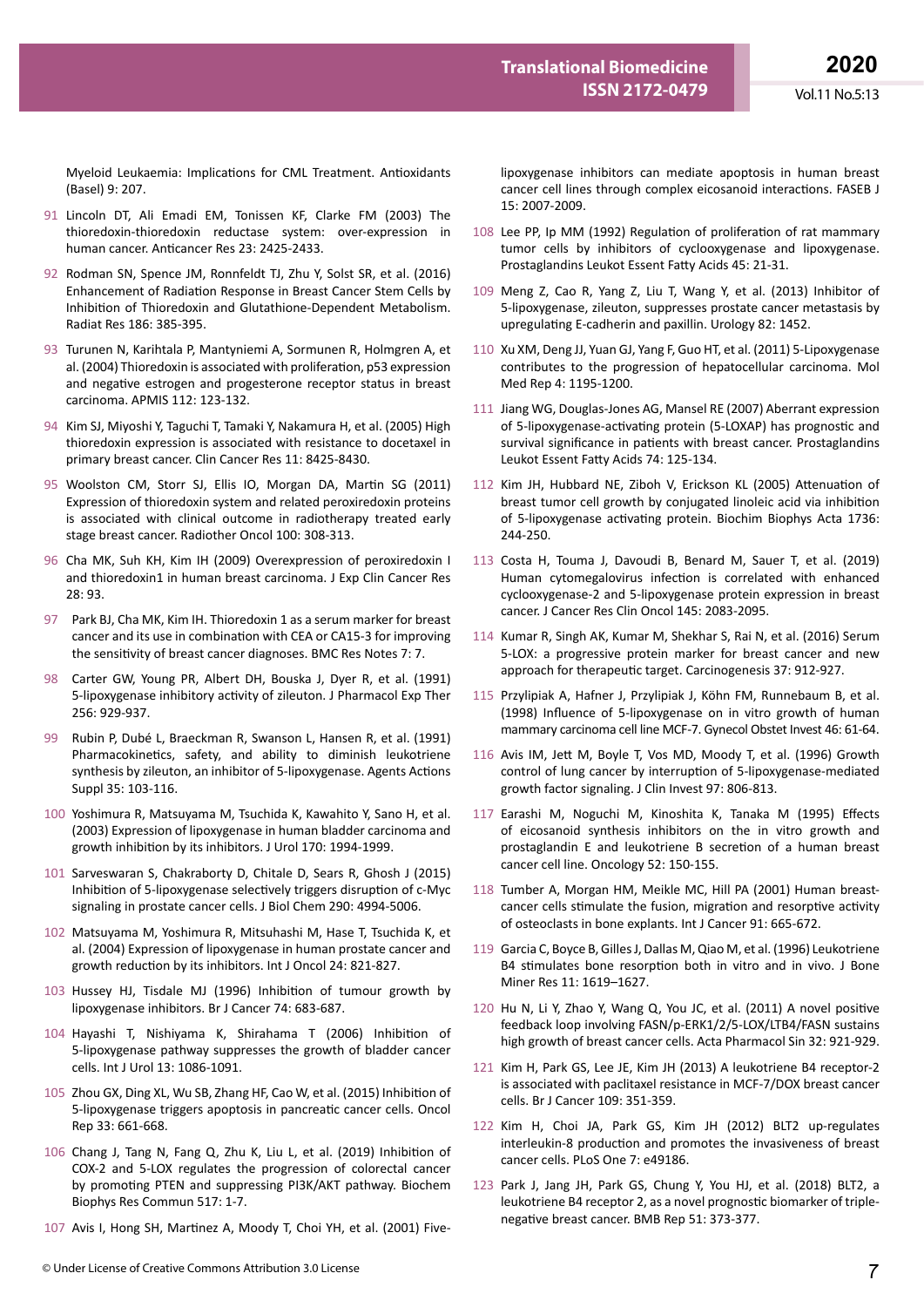Myeloid Leukaemia: Implications for CML Treatment. Antioxidants (Basel) 9: 207.

91 Lincoln DT, Ali Emadi EM, Tonissen KF, Clarke FM (2003) The thioredoxin-thioredoxin reductase system: over-expression in human cancer. Anticancer Res 23: 2425-2433.

92 Rodman SN, Spence JM, Ronnfeldt TJ, Zhu Y, Solst SR, et al. (2016) Enhancement of Radiation Response in Breast Cancer Stem Cells by Inhibition of Thioredoxin and Glutathione-Dependent Metabolism. Radiat Res 186: 385-395.

93 Turunen N, Karihtala P, Mantyniemi A, Sormunen R, Holmgren A, et al. (2004) Thioredoxin is associated with proliferation, p53 expression and negative estrogen and progesterone receptor status in breast carcinoma. APMIS 112: 123-132.

94 Kim SJ, Miyoshi Y, Taguchi T, Tamaki Y, Nakamura H, et al. (2005) High thioredoxin expression is associated with resistance to docetaxel in primary breast cancer. Clin Cancer Res 11: 8425-8430.

95 Woolston CM, Storr SJ, Ellis IO, Morgan DA, Martin SG (2011) Expression of thioredoxin system and related peroxiredoxin proteins is associated with clinical outcome in radiotherapy treated early stage breast cancer. Radiother Oncol 100: 308-313.

96 Cha MK, Suh KH, Kim IH (2009) Overexpression of peroxiredoxin I and thioredoxin1 in human breast carcinoma. J Exp Clin Cancer Res 28: 93.

97 Park BJ, Cha MK, Kim IH. Thioredoxin 1 as a serum marker for breast cancer and its use in combination with CEA or CA15-3 for improving the sensitivity of breast cancer diagnoses. BMC Res Notes 7: 7.

98 Carter GW, Young PR, Albert DH, Bouska J, Dyer R, et al. (1991) 5-lipoxygenase inhibitory activity of zileuton. J Pharmacol Exp Ther 256: 929-937.

99 Rubin P, Dubé L, Braeckman R, Swanson L, Hansen R, et al. (1991) Pharmacokinetics, safety, and ability to diminish leukotriene synthesis by zileuton, an inhibitor of 5-lipoxygenase. Agents Actions Suppl 35: 103-116.

100 Yoshimura R, Matsuyama M, Tsuchida K, Kawahito Y, Sano H, et al. (2003) Expression of lipoxygenase in human bladder carcinoma and growth inhibition by its inhibitors. J Urol 170: 1994-1999.

101 Sarveswaran S, Chakraborty D, Chitale D, Sears R, Ghosh J (2015) Inhibition of 5-lipoxygenase selectively triggers disruption of c-Myc signaling in prostate cancer cells. J Biol Chem 290: 4994-5006.

102 Matsuyama M, Yoshimura R, Mitsuhashi M, Hase T, Tsuchida K, et al. (2004) Expression of lipoxygenase in human prostate cancer and growth reduction by its inhibitors. Int J Oncol 24: 821-827.

103 Hussey HJ, Tisdale MJ (1996) Inhibition of tumour growth by lipoxygenase inhibitors. Br J Cancer 74: 683-687.

104 Hayashi T, Nishiyama K, Shirahama T (2006) Inhibition of 5-lipoxygenase pathway suppresses the growth of bladder cancer cells. Int J Urol 13: 1086-1091.

105 Zhou GX, Ding XL, Wu SB, Zhang HF, Cao W, et al. (2015) Inhibition of 5-lipoxygenase triggers apoptosis in pancreatic cancer cells. Oncol Rep 33: 661-668.

106 Chang J, Tang N, Fang Q, Zhu K, Liu L, et al. (2019) Inhibition of COX-2 and 5-LOX regulates the progression of colorectal cancer by promoting PTEN and suppressing PI3K/AKT pathway. Biochem Biophys Res Commun 517: 1-7.

107 Avis I, Hong SH, Martinez A, Moody T, Choi YH, et al. (2001) Five-lipoxygenase inhibitors can mediate apoptosis in human breast cancer cell lines through complex eicosanoid interactions. FASEB J 15: 2007-2009.

108 Lee PP, Ip MM (1992) Regulation of proliferation of rat mammary tumor cells by inhibitors of cyclooxygenase and lipoxygenase. Prostaglandins Leukot Essent Fatty Acids 45: 21-31.

109 Meng Z, Cao R, Yang Z, Liu T, Wang Y, et al. (2013) Inhibitor of 5-lipoxygenase, zileuton, suppresses prostate cancer metastasis by upregulating E-cadherin and paxillin. Urology 82: 1452.

110 Xu XM, Deng JJ, Yuan GJ, Yang F, Guo HT, et al. (2011) 5-Lipoxygenase contributes to the progression of hepatocellular carcinoma. Mol Med Rep 4: 1195-1200.

111 Jiang WG, Douglas-Jones AG, Mansel RE (2007) Aberrant expression of 5-lipoxygenase-activating protein (5-LOXAP) has prognostic and survival significance in patients with breast cancer. Prostaglandins Leukot Essent Fatty Acids 74: 125-134.

112 Kim JH, Hubbard NE, Ziboh V, Erickson KL (2005) Attenuation of breast tumor cell growth by conjugated linoleic acid via inhibition of 5-lipoxygenase activating protein. Biochim Biophys Acta 1736: 244-250.

113 Costa H, Touma J, Davoudi B, Benard M, Sauer T, et al. (2019) Human cytomegalovirus infection is correlated with enhanced cyclooxygenase-2 and 5-lipoxygenase protein expression in breast cancer. J Cancer Res Clin Oncol 145: 2083-2095.

114 Kumar R, Singh AK, Kumar M, Shekhar S, Rai N, et al. (2016) Serum 5-LOX: a progressive protein marker for breast cancer and new approach for therapeutic target. Carcinogenesis 37: 912-927.

115 Przylipiak A, Hafner J, Przylipiak J, Köhn FM, Runnebaum B, et al. (1998) Influence of 5-lipoxygenase on in vitro growth of human mammary carcinoma cell line MCF-7. Gynecol Obstet Invest 46: 61-64.

116 Avis IM, Jett M, Boyle T, Vos MD, Moody T, et al. (1996) Growth control of lung cancer by interruption of 5-lipoxygenase-mediated growth factor signaling. J Clin Invest 97: 806-813.

117 Earashi M, Noguchi M, Kinoshita K, Tanaka M (1995) Effects of eicosanoid synthesis inhibitors on the in vitro growth and prostaglandin E and leukotriene B secretion of a human breast cancer cell line. Oncology 52: 150-155.

118 Tumber A, Morgan HM, Meikle MC, Hill PA (2001) Human breast-cancer cells stimulate the fusion, migration and resorptive activity of osteoclasts in bone explants. Int J Cancer 91: 665-672.

119 Garcia C, Boyce B, Gilles J, Dallas M, Qiao M, et al. (1996) Leukotriene B4 stimulates bone resorption both in vitro and in vivo. J Bone Miner Res 11: 1619–1627.

120 Hu N, Li Y, Zhao Y, Wang Q, You JC, et al. (2011) A novel positive feedback loop involving FASN/p-ERK1/2/5-LOX/LTB4/FASN sustains high growth of breast cancer cells. Acta Pharmacol Sin 32: 921-929.

121 Kim H, Park GS, Lee JE, Kim JH (2013) A leukotriene B4 receptor-2 is associated with paclitaxel resistance in MCF-7/DOX breast cancer cells. Br J Cancer 109: 351-359.

122 Kim H, Choi JA, Park GS, Kim JH (2012) BLT2 up-regulates interleukin-8 production and promotes the invasiveness of breast cancer cells. PLoS One 7: e49186.

123 Park J, Jang JH, Park GS, Chung Y, You HJ, et al. (2018) BLT2, a leukotriene B4 receptor 2, as a novel prognostic biomarker of triple-negative breast cancer. BMB Rep 51: 373-377.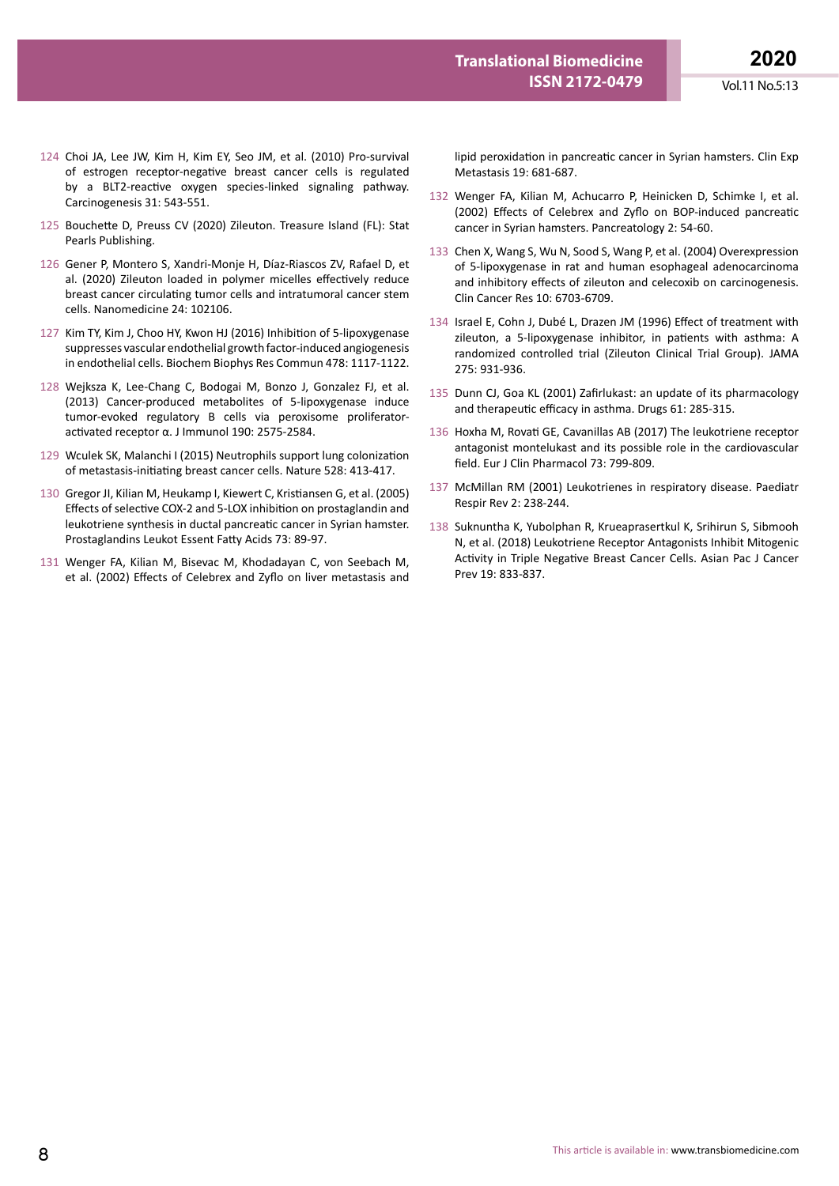124 Choi JA, Lee JW, Kim H, Kim EY, Seo JM, et al. (2010) Pro-survival of estrogen receptor-negative breast cancer cells is regulated by a BLT2-reactive oxygen species-linked signaling pathway. Carcinogenesis 31: 543-551.

125 Bouchette D, Preuss CV (2020) Zileuton. Treasure Island (FL): Stat Pearls Publishing.

126 Gener P, Montero S, Xandri-Monje H, Díaz-Riascos ZV, Rafael D, et al. (2020) Zileuton loaded in polymer micelles effectively reduce breast cancer circulating tumor cells and intratumoral cancer stem cells. Nanomedicine 24: 102106.

127 Kim TY, Kim J, Choo HY, Kwon HJ (2016) Inhibition of 5-lipoxygenase suppresses vascular endothelial growth factor-induced angiogenesis in endothelial cells. Biochem Biophys Res Commun 478: 1117-1122.

128 Wejksza K, Lee-Chang C, Bodogai M, Bonzo J, Gonzalez FJ, et al. (2013) Cancer-produced metabolites of 5-lipoxygenase induce tumor-evoked regulatory B cells via peroxisome proliferator-activated receptor α. J Immunol 190: 2575-2584.

129 Wculek SK, Malanchi I (2015) Neutrophils support lung colonization of metastasis-initiating breast cancer cells. Nature 528: 413-417.

130 Gregor JI, Kilian M, Heukamp I, Kiewert C, Kristiansen G, et al. (2005) Effects of selective COX-2 and 5-LOX inhibition on prostaglandin and leukotriene synthesis in ductal pancreatic cancer in Syrian hamster. Prostaglandins Leukot Essent Fatty Acids 73: 89-97.

131 Wenger FA, Kilian M, Bisevac M, Khodadayan C, von Seebach M, et al. (2002) Effects of Celebrex and Zyflo on liver metastasis and lipid peroxidation in pancreatic cancer in Syrian hamsters. Clin Exp Metastasis 19: 681-687.

132 Wenger FA, Kilian M, Achucarro P, Heinicken D, Schimke I, et al. (2002) Effects of Celebrex and Zyflo on BOP-induced pancreatic cancer in Syrian hamsters. Pancreatology 2: 54-60.

133 Chen X, Wang S, Wu N, Sood S, Wang P, et al. (2004) Overexpression of 5-lipoxygenase in rat and human esophageal adenocarcinoma and inhibitory effects of zileuton and celecoxib on carcinogenesis. Clin Cancer Res 10: 6703-6709.

134 Israel E, Cohn J, Dubé L, Drazen JM (1996) Effect of treatment with zileuton, a 5-lipoxygenase inhibitor, in patients with asthma: A randomized controlled trial (Zileuton Clinical Trial Group). JAMA 275: 931-936.

135 Dunn CJ, Goa KL (2001) Zafirlukast: an update of its pharmacology and therapeutic efficacy in asthma. Drugs 61: 285-315.

136 Hoxha M, Rovati GE, Cavanillas AB (2017) The leukotriene receptor antagonist montelukast and its possible role in the cardiovascular field. Eur J Clin Pharmacol 73: 799-809.

137 McMillan RM (2001) Leukotrienes in respiratory disease. Paediatr Respir Rev 2: 238-244.

138 Suknuntha K, Yubolphan R, Krueaprasertkul K, Srihirun S, Sibmooh N, et al. (2018) Leukotriene Receptor Antagonists Inhibit Mitogenic Activity in Triple Negative Breast Cancer Cells. Asian Pac J Cancer Prev 19: 833-837.